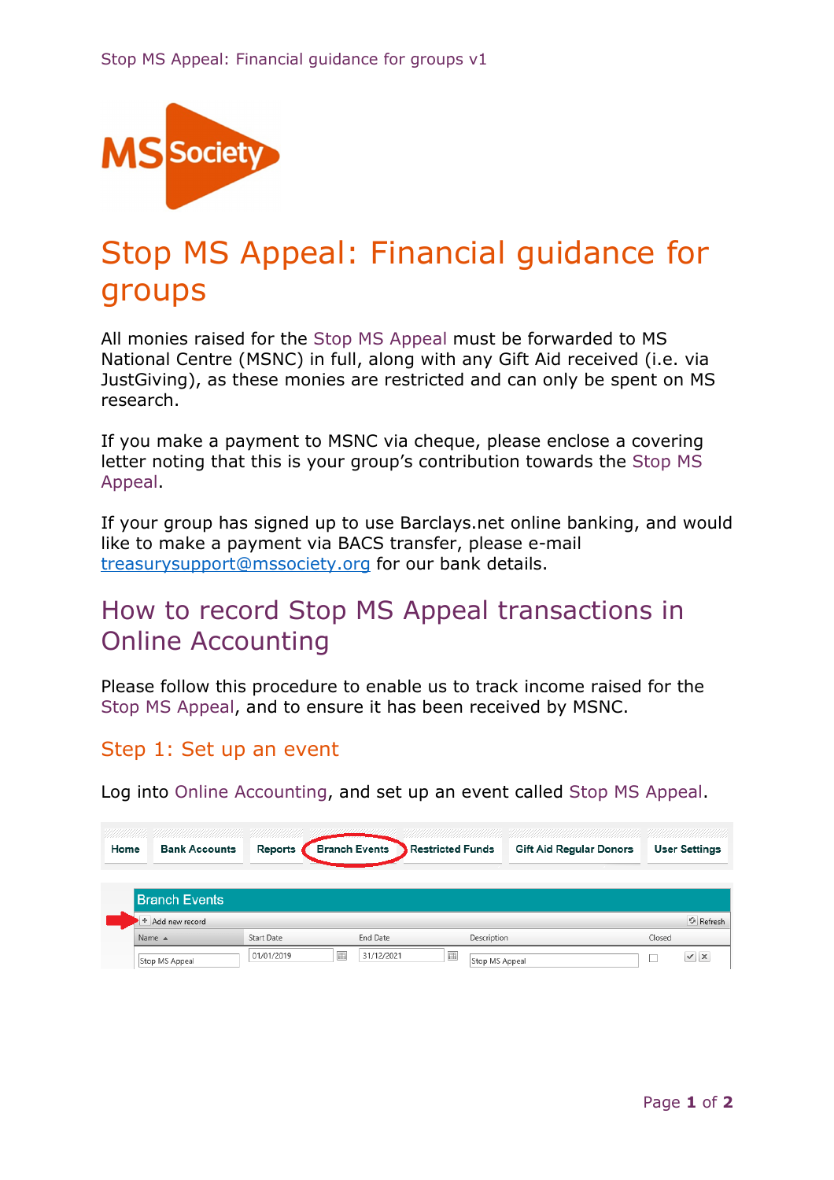# Stop MS Appeal: Financial guidance for groups

All monies raised for the Stop MS Appeal must be forwarded to MS National Centre (MSNC) in full, along with any Gift Aid received (i.e. via JustGiving), as these monies are restricted and can only be spent on MS research.

If you make a payment to MSNC via cheque, please enclose a covering letter noting that this is your group's contribution towards the Stop MS Appeal.

If your group has signed up to use Barclays.net online banking, and would like to make a payment via BACS transfer, please e-mail treasurysupport@mssociety.org for our bank details.

## How to record Stop MS Appeal transactions in Online Accounting

Please follow this procedure to enable us to track income raised for the Stop MS Appeal, and to ensure it has been received by MSNC.

### Step 1: Set up an event

Log into Online Accounting, and set up an event called Stop MS Appeal.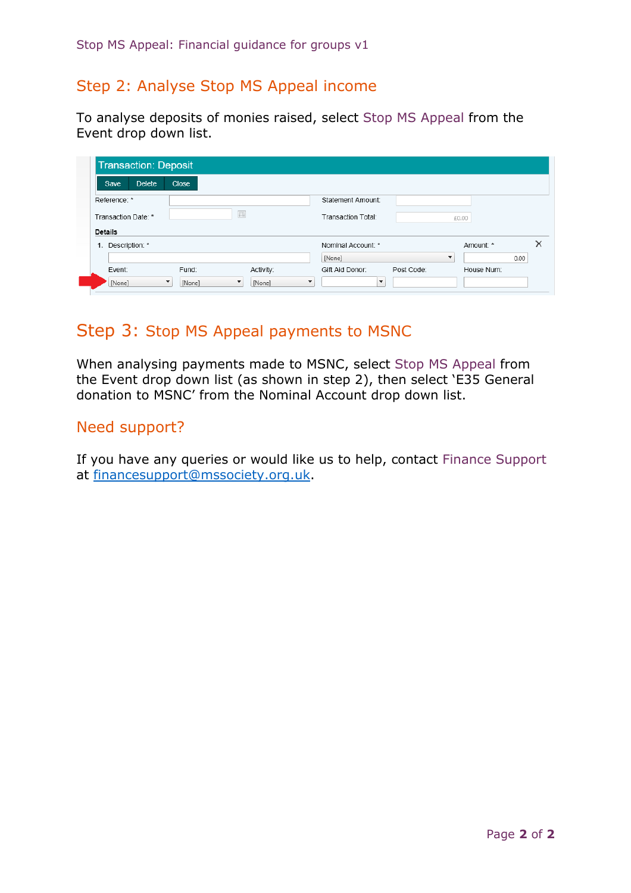## Step 2: Analyse Stop MS Appeal income

To analyse deposits of monies raised, select Stop MS Appeal from the Event drop down list.

Transaction: Deposit

Save Delete Close

Reference: *

Statement Amount:

Transaction Date: *

Transaction Total: £0.00

Details

1. Description: *

Nominal Account: * [None]

Amount: * 0.00

Event: [None]

Fund: [None]

Activity: [None]

Gift Aid Donor:

Post Code:

House Num:

## Step 3: Stop MS Appeal payments to MSNC

When analysing payments made to MSNC, select Stop MS Appeal from the Event drop down list (as shown in step 2), then select 'E35 General donation to MSNC' from the Nominal Account drop down list.

## Need support?

If you have any queries or would like us to help, contact Finance Support at financesupport@mssociety.org.uk.